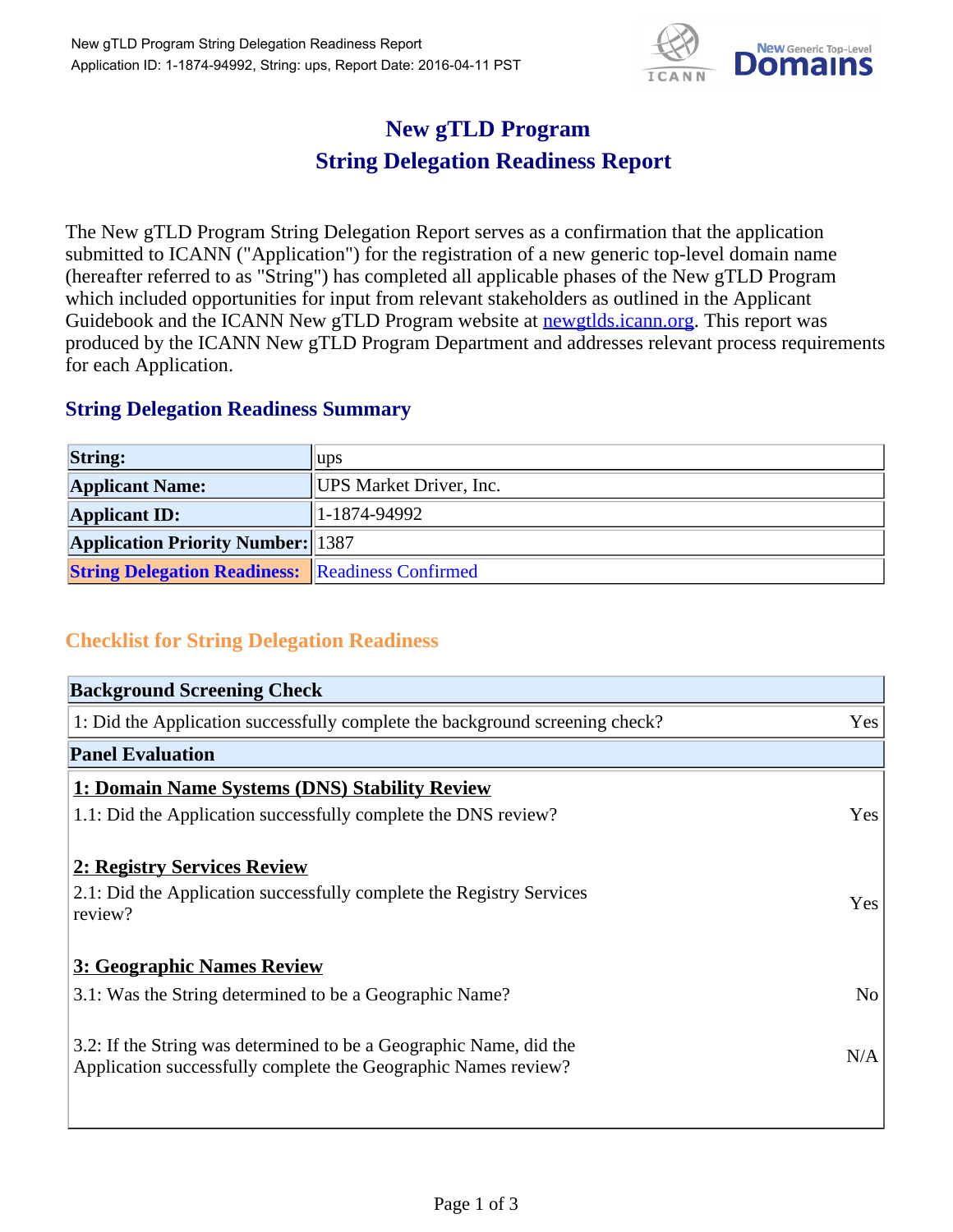# New gTLD Program
# String Delegation Readiness Report

The New gTLD Program String Delegation Report serves as a confirmation that the application submitted to ICANN ("Application") for the registration of a new generic top-level domain name (hereafter referred to as "String") has completed all applicable phases of the New gTLD Program which included opportunities for input from relevant stakeholders as outlined in the Applicant Guidebook and the ICANN New gTLD Program website at newgtlds.icann.org. This report was produced by the ICANN New gTLD Program Department and addresses relevant process requirements for each Application.

## String Delegation Readiness Summary

| | |
|---|---|
| **String:** | ups |
| **Applicant Name:** | UPS Market Driver, Inc. |
| **Applicant ID:** | 1-1874-94992 |
| **Application Priority Number:** | 1387 |
| **String Delegation Readiness:** | Readiness Confirmed |

## Checklist for String Delegation Readiness

| **Background Screening Check** | |
|---|---|
| 1: Did the Application successfully complete the background screening check? | Yes |
| **Panel Evaluation** | |
| **1: Domain Name Systems (DNS) Stability Review** | |
| 1.1: Did the Application successfully complete the DNS review? | Yes |
| **2: Registry Services Review** | |
| 2.1: Did the Application successfully complete the Registry Services review? | Yes |
| **3: Geographic Names Review** | |
| 3.1: Was the String determined to be a Geographic Name? | No |
| 3.2: If the String was determined to be a Geographic Name, did the Application successfully complete the Geographic Names review? | N/A |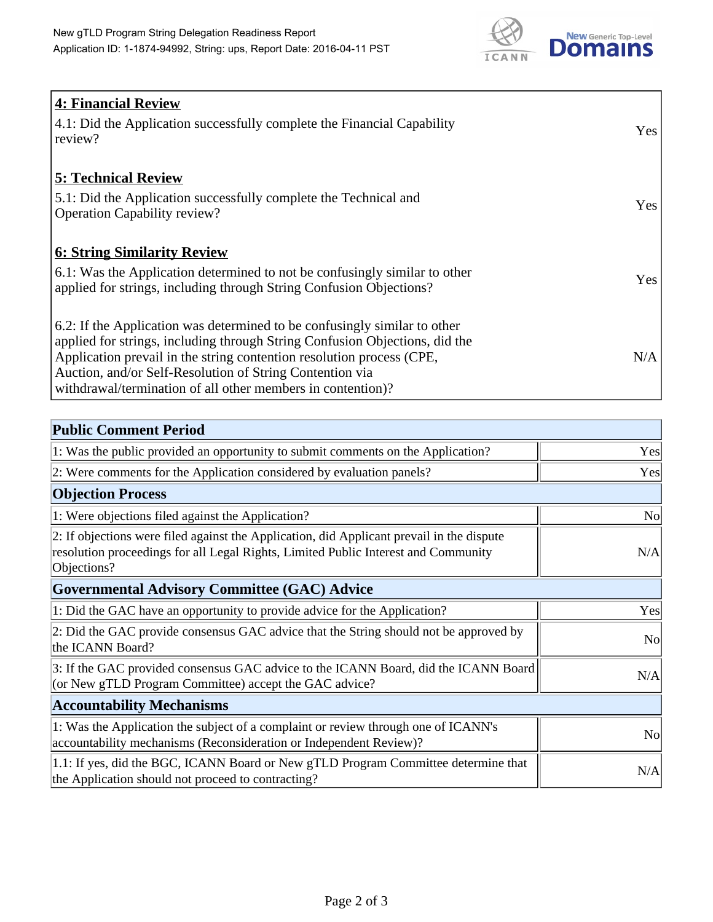| **4: Financial Review** | |
|---|---|
| 4.1: Did the Application successfully complete the Financial Capability review? | Yes |
| **5: Technical Review** | |
| 5.1: Did the Application successfully complete the Technical and Operation Capability review? | Yes |
| **6: String Similarity Review** | |
| 6.1: Was the Application determined to not be confusingly similar to other applied for strings, including through String Confusion Objections? | Yes |
| 6.2: If the Application was determined to be confusingly similar to other applied for strings, including through String Confusion Objections, did the Application prevail in the string contention resolution process (CPE, Auction, and/or Self-Resolution of String Contention via withdrawal/termination of all other members in contention)? | N/A |

| **Public Comment Period** | |
|---|---|
| 1: Was the public provided an opportunity to submit comments on the Application? | Yes |
| 2: Were comments for the Application considered by evaluation panels? | Yes |
| **Objection Process** | |
| 1: Were objections filed against the Application? | No |
| 2: If objections were filed against the Application, did Applicant prevail in the dispute resolution proceedings for all Legal Rights, Limited Public Interest and Community Objections? | N/A |
| **Governmental Advisory Committee (GAC) Advice** | |
| 1: Did the GAC have an opportunity to provide advice for the Application? | Yes |
| 2: Did the GAC provide consensus GAC advice that the String should not be approved by the ICANN Board? | No |
| 3: If the GAC provided consensus GAC advice to the ICANN Board, did the ICANN Board (or New gTLD Program Committee) accept the GAC advice? | N/A |
| **Accountability Mechanisms** | |
| 1: Was the Application the subject of a complaint or review through one of ICANN's accountability mechanisms (Reconsideration or Independent Review)? | No |
| 1.1: If yes, did the BGC, ICANN Board or New gTLD Program Committee determine that the Application should not proceed to contracting? | N/A |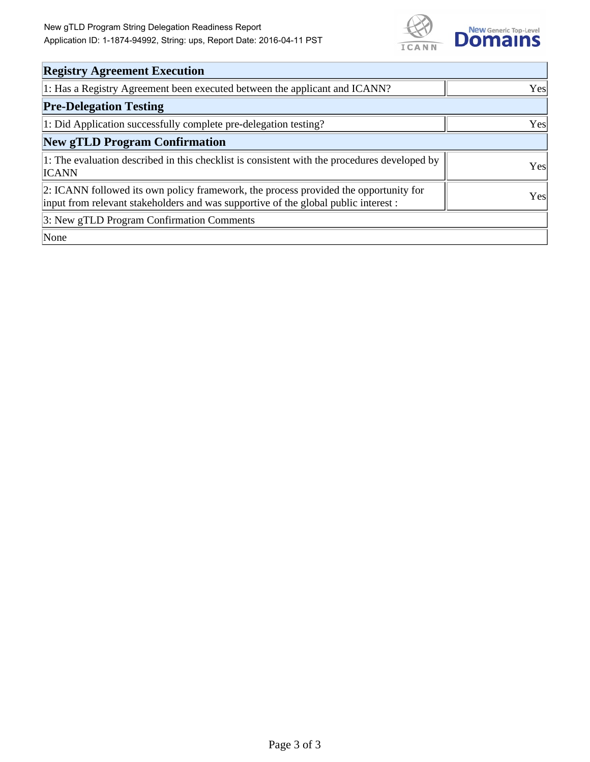## Registry Agreement Execution

| | |
|---|---|
| 1: Has a Registry Agreement been executed between the applicant and ICANN? | Yes |

## Pre-Delegation Testing

| | |
|---|---|
| 1: Did Application successfully complete pre-delegation testing? | Yes |

## New gTLD Program Confirmation

| | |
|---|---|
| 1: The evaluation described in this checklist is consistent with the procedures developed by ICANN | Yes |
| 2: ICANN followed its own policy framework, the process provided the opportunity for input from relevant stakeholders and was supportive of the global public interest : | Yes |

3: New gTLD Program Confirmation Comments

None